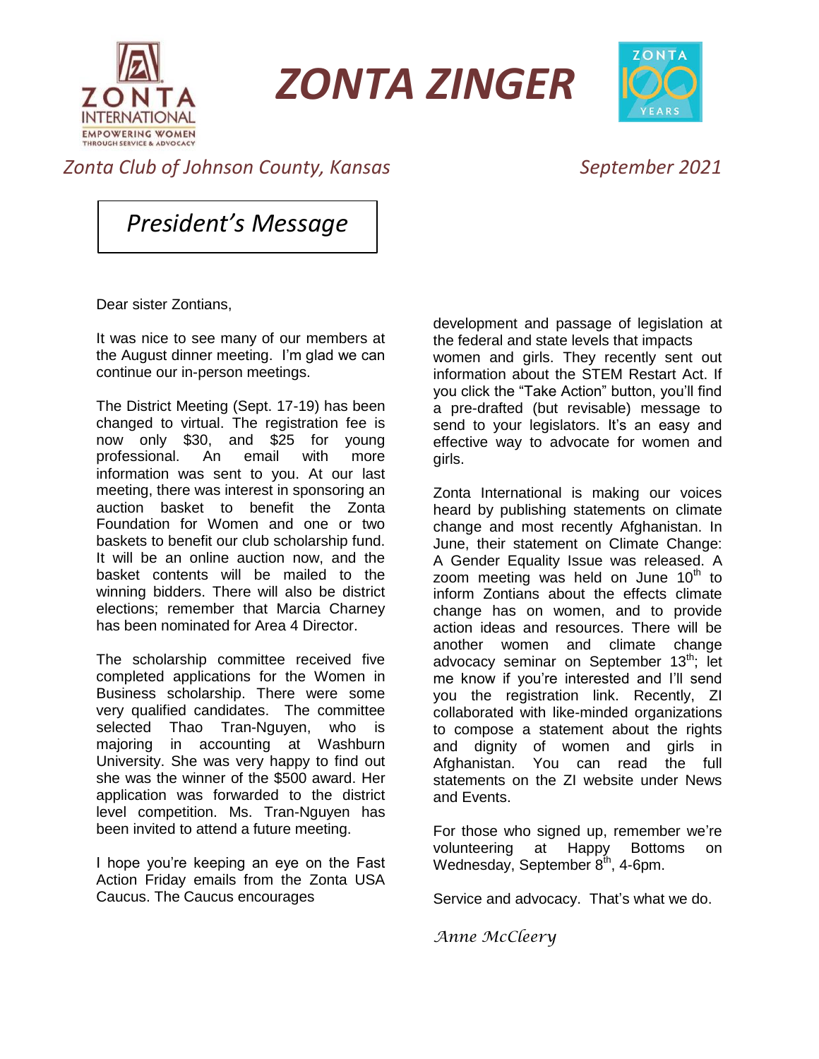# ZONTA ZINGER

*Zonta Club of Johnson County, Kansas* *September 2021*

## *President's Message*

Dear sister Zontians,

It was nice to see many of our members at the August dinner meeting. I'm glad we can continue our in-person meetings.

The District Meeting (Sept. 17-19) has been changed to virtual. The registration fee is now only $30, and $25 for young professional. An email with more information was sent to you. At our last meeting, there was interest in sponsoring an auction basket to benefit the Zonta Foundation for Women and one or two baskets to benefit our club scholarship fund. It will be an online auction now, and the basket contents will be mailed to the winning bidders. There will also be district elections; remember that Marcia Charney has been nominated for Area 4 Director.

The scholarship committee received five completed applications for the Women in Business scholarship. There were some very qualified candidates. The committee selected Thao Tran-Nguyen, who is majoring in accounting at Washburn University. She was very happy to find out she was the winner of the $500 award. Her application was forwarded to the district level competition. Ms. Tran-Nguyen has been invited to attend a future meeting.

I hope you're keeping an eye on the Fast Action Friday emails from the Zonta USA Caucus. The Caucus encourages development and passage of legislation at the federal and state levels that impacts women and girls. They recently sent out information about the STEM Restart Act. If you click the "Take Action" button, you'll find a pre-drafted (but revisable) message to send to your legislators. It's an easy and effective way to advocate for women and girls.

Zonta International is making our voices heard by publishing statements on climate change and most recently Afghanistan. In June, their statement on Climate Change: A Gender Equality Issue was released. A zoom meeting was held on June 10th to inform Zontians about the effects climate change has on women, and to provide action ideas and resources. There will be another women and climate change advocacy seminar on September 13th; let me know if you're interested and I'll send you the registration link. Recently, ZI collaborated with like-minded organizations to compose a statement about the rights and dignity of women and girls in Afghanistan. You can read the full statements on the ZI website under News and Events.

For those who signed up, remember we're volunteering at Happy Bottoms on Wednesday, September 8th, 4-6pm.

Service and advocacy. That's what we do.

*Anne McCleery*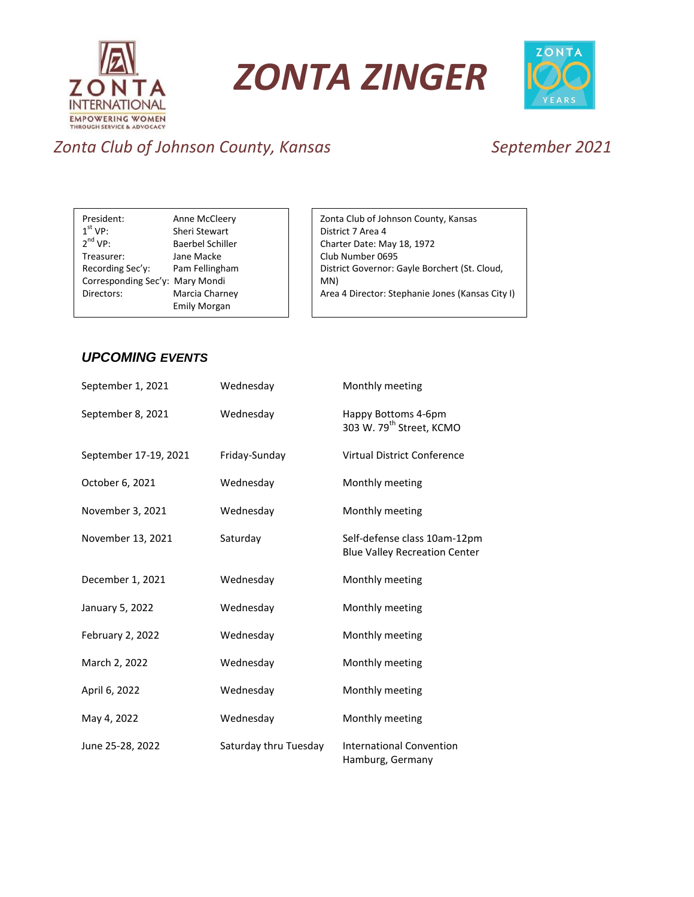# ZONTA ZINGER

*Zonta Club of Johnson County, Kansas* *September 2021*

| | |
|---|---|
| President: | Anne McCleery |
| 1st VP: | Sheri Stewart |
| 2nd VP: | Baerbel Schiller |
| Treasurer: | Jane Macke |
| Recording Sec'y: | Pam Fellingham |
| Corresponding Sec'y: | Mary Mondi |
| Directors: | Marcia Charney |
| | Emily Morgan |

Zonta Club of Johnson County, Kansas
District 7 Area 4
Charter Date: May 18, 1972
Club Number 0695
District Governor: Gayle Borchert (St. Cloud, MN)
Area 4 Director: Stephanie Jones (Kansas City I)

## *UPCOMING EVENTS*

| | | |
|---|---|---|
| September 1, 2021 | Wednesday | Monthly meeting |
| September 8, 2021 | Wednesday | Happy Bottoms 4-6pm<br>303 W. 79th Street, KCMO |
| September 17-19, 2021 | Friday-Sunday | Virtual District Conference |
| October 6, 2021 | Wednesday | Monthly meeting |
| November 3, 2021 | Wednesday | Monthly meeting |
| November 13, 2021 | Saturday | Self-defense class 10am-12pm<br>Blue Valley Recreation Center |
| December 1, 2021 | Wednesday | Monthly meeting |
| January 5, 2022 | Wednesday | Monthly meeting |
| February 2, 2022 | Wednesday | Monthly meeting |
| March 2, 2022 | Wednesday | Monthly meeting |
| April 6, 2022 | Wednesday | Monthly meeting |
| May 4, 2022 | Wednesday | Monthly meeting |
| June 25-28, 2022 | Saturday thru Tuesday | International Convention<br>Hamburg, Germany |